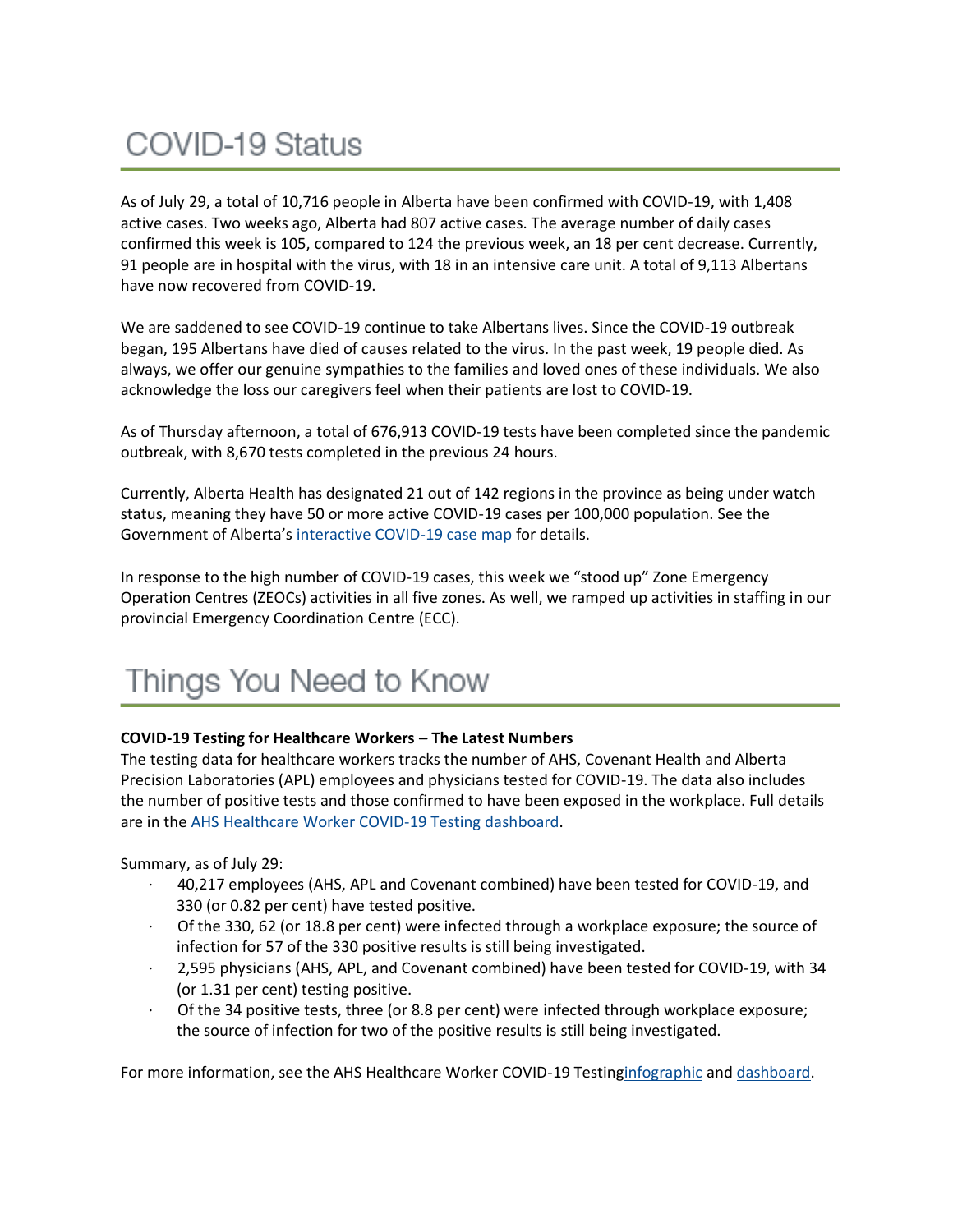# COVID-19 Status

As of July 29, a total of 10,716 people in Alberta have been confirmed with COVID-19, with 1,408 active cases. Two weeks ago, Alberta had 807 active cases. The average number of daily cases confirmed this week is 105, compared to 124 the previous week, an 18 per cent decrease. Currently, 91 people are in hospital with the virus, with 18 in an intensive care unit. A total of 9,113 Albertans have now recovered from COVID-19.

We are saddened to see COVID-19 continue to take Albertans lives. Since the COVID-19 outbreak began, 195 Albertans have died of causes related to the virus. In the past week, 19 people died. As always, we offer our genuine sympathies to the families and loved ones of these individuals. We also acknowledge the loss our caregivers feel when their patients are lost to COVID-19.

As of Thursday afternoon, a total of 676,913 COVID-19 tests have been completed since the pandemic outbreak, with 8,670 tests completed in the previous 24 hours.

Currently, Alberta Health has designated 21 out of 142 regions in the province as being under watch status, meaning they have 50 or more active COVID-19 cases per 100,000 population. See the Government of Alberta's interactive COVID-19 case map for details.

In response to the high number of COVID-19 cases, this week we "stood up" Zone Emergency Operation Centres (ZEOCs) activities in all five zones. As well, we ramped up activities in staffing in our provincial Emergency Coordination Centre (ECC).

# Things You Need to Know

**COVID-19 Testing for Healthcare Workers – The Latest Numbers**

The testing data for healthcare workers tracks the number of AHS, Covenant Health and Alberta Precision Laboratories (APL) employees and physicians tested for COVID-19. The data also includes the number of positive tests and those confirmed to have been exposed in the workplace. Full details are in the AHS Healthcare Worker COVID-19 Testing dashboard.

Summary, as of July 29:

- 40,217 employees (AHS, APL and Covenant combined) have been tested for COVID-19, and 330 (or 0.82 per cent) have tested positive.
- Of the 330, 62 (or 18.8 per cent) were infected through a workplace exposure; the source of infection for 57 of the 330 positive results is still being investigated.
- 2,595 physicians (AHS, APL, and Covenant combined) have been tested for COVID-19, with 34 (or 1.31 per cent) testing positive.
- Of the 34 positive tests, three (or 8.8 per cent) were infected through workplace exposure; the source of infection for two of the positive results is still being investigated.

For more information, see the AHS Healthcare Worker COVID-19 Testinginfographic and dashboard.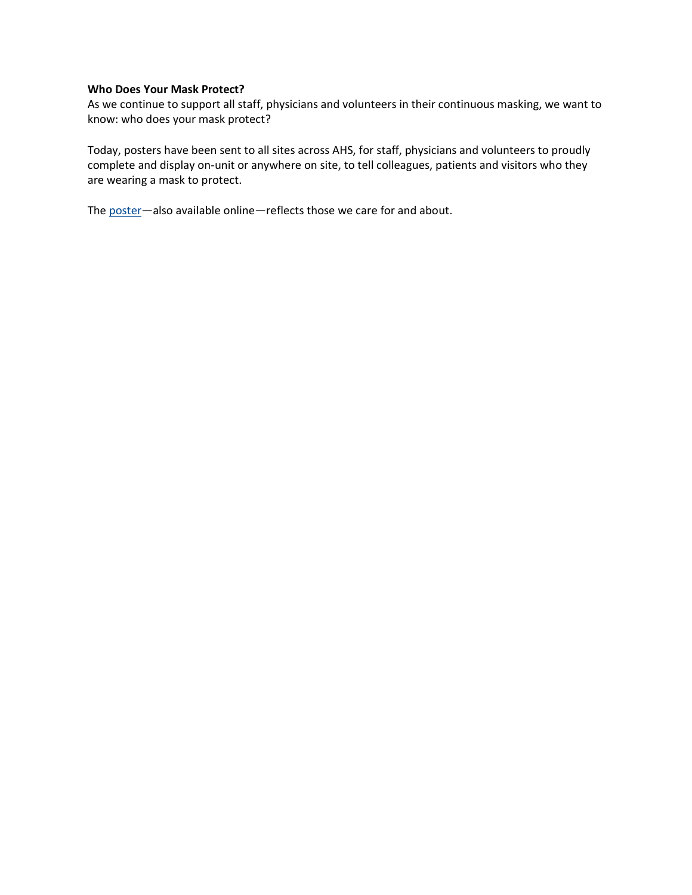**Who Does Your Mask Protect?**

As we continue to support all staff, physicians and volunteers in their continuous masking, we want to know: who does your mask protect?

Today, posters have been sent to all sites across AHS, for staff, physicians and volunteers to proudly complete and display on-unit or anywhere on site, to tell colleagues, patients and visitors who they are wearing a mask to protect.

The poster—also available online—reflects those we care for and about.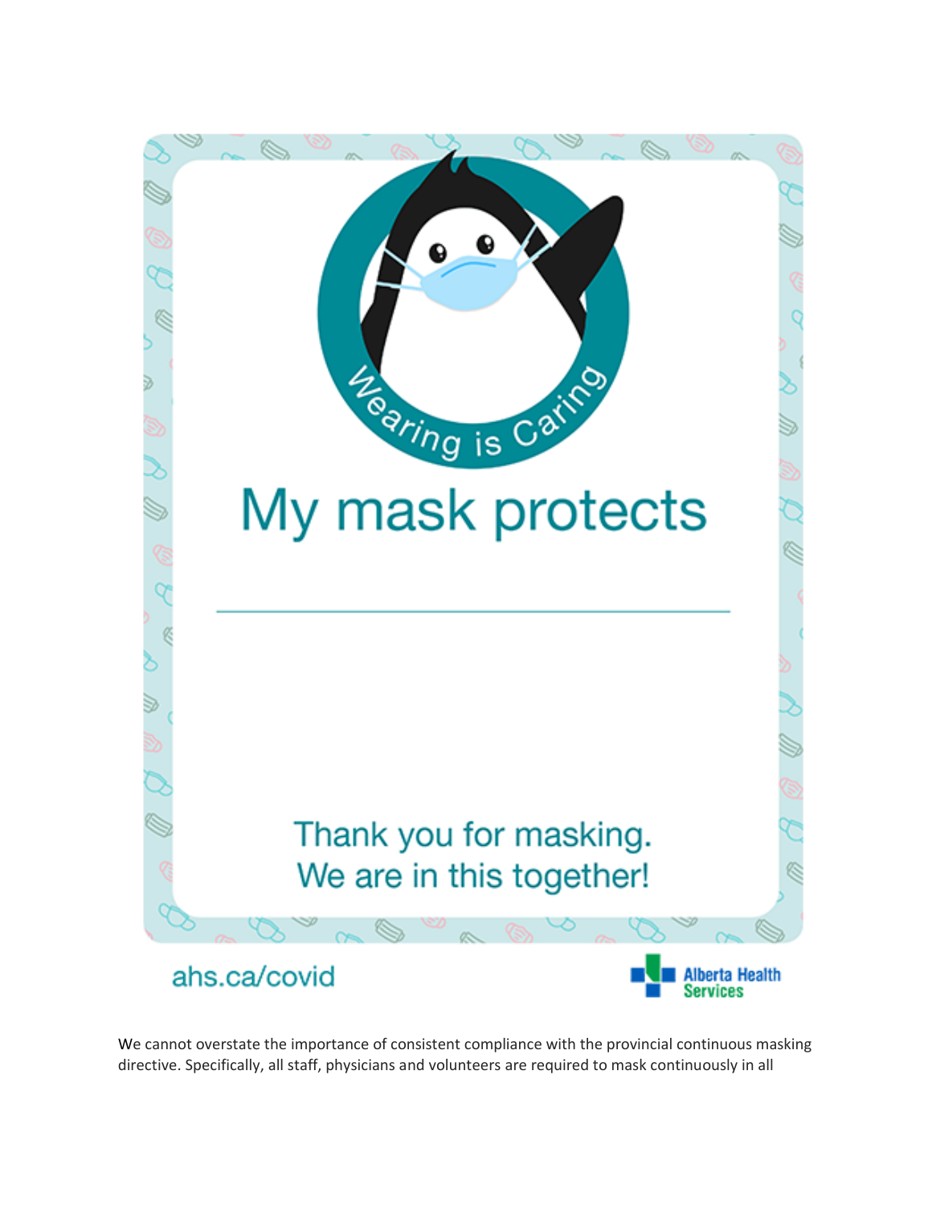Wearing is Caring

# My mask protects

---

Thank you for masking.
We are in this together!

ahs.ca/covid

Alberta Health Services

We cannot overstate the importance of consistent compliance with the provincial continuous masking directive. Specifically, all staff, physicians and volunteers are required to mask continuously in all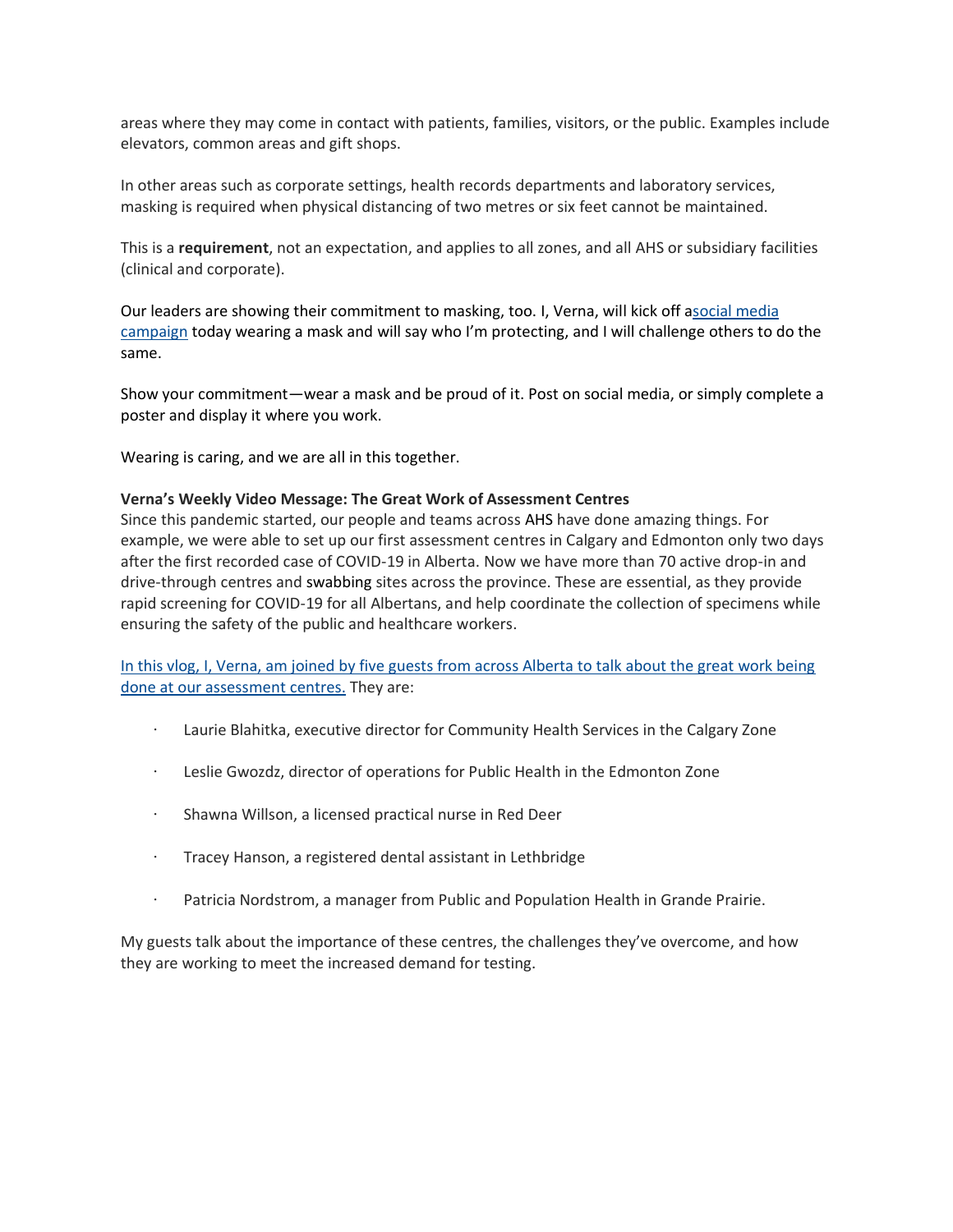areas where they may come in contact with patients, families, visitors, or the public. Examples include elevators, common areas and gift shops.

In other areas such as corporate settings, health records departments and laboratory services, masking is required when physical distancing of two metres or six feet cannot be maintained.

This is a **requirement**, not an expectation, and applies to all zones, and all AHS or subsidiary facilities (clinical and corporate).

Our leaders are showing their commitment to masking, too. I, Verna, will kick off asocial media campaign today wearing a mask and will say who I'm protecting, and I will challenge others to do the same.

Show your commitment—wear a mask and be proud of it. Post on social media, or simply complete a poster and display it where you work.

Wearing is caring, and we are all in this together.

**Verna's Weekly Video Message: The Great Work of Assessment Centres**

Since this pandemic started, our people and teams across AHS have done amazing things. For example, we were able to set up our first assessment centres in Calgary and Edmonton only two days after the first recorded case of COVID-19 in Alberta. Now we have more than 70 active drop-in and drive-through centres and swabbing sites across the province. These are essential, as they provide rapid screening for COVID-19 for all Albertans, and help coordinate the collection of specimens while ensuring the safety of the public and healthcare workers.

In this vlog, I, Verna, am joined by five guests from across Alberta to talk about the great work being done at our assessment centres. They are:

- Laurie Blahitka, executive director for Community Health Services in the Calgary Zone
- Leslie Gwozdz, director of operations for Public Health in the Edmonton Zone
- Shawna Willson, a licensed practical nurse in Red Deer
- Tracey Hanson, a registered dental assistant in Lethbridge
- Patricia Nordstrom, a manager from Public and Population Health in Grande Prairie.

My guests talk about the importance of these centres, the challenges they've overcome, and how they are working to meet the increased demand for testing.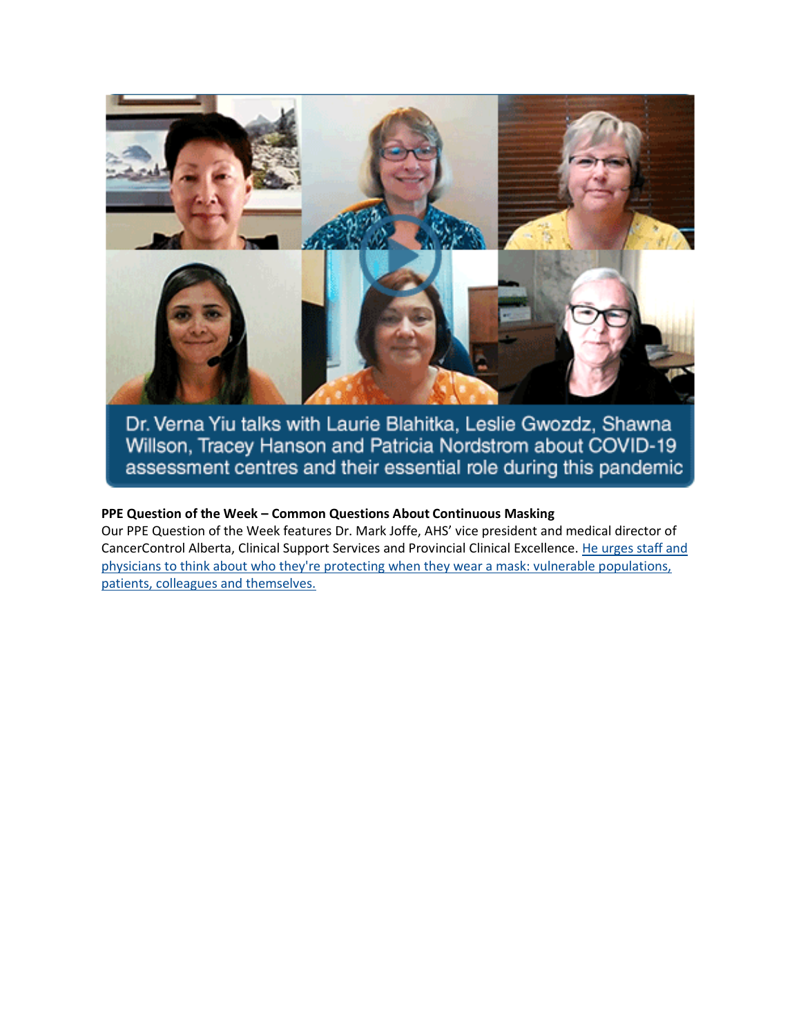Dr. Verna Yiu talks with Laurie Blahitka, Leslie Gwozdz, Shawna Willson, Tracey Hanson and Patricia Nordstrom about COVID-19 assessment centres and their essential role during this pandemic

**PPE Question of the Week – Common Questions About Continuous Masking**

Our PPE Question of the Week features Dr. Mark Joffe, AHS' vice president and medical director of CancerControl Alberta, Clinical Support Services and Provincial Clinical Excellence. He urges staff and physicians to think about who they're protecting when they wear a mask: vulnerable populations, patients, colleagues and themselves.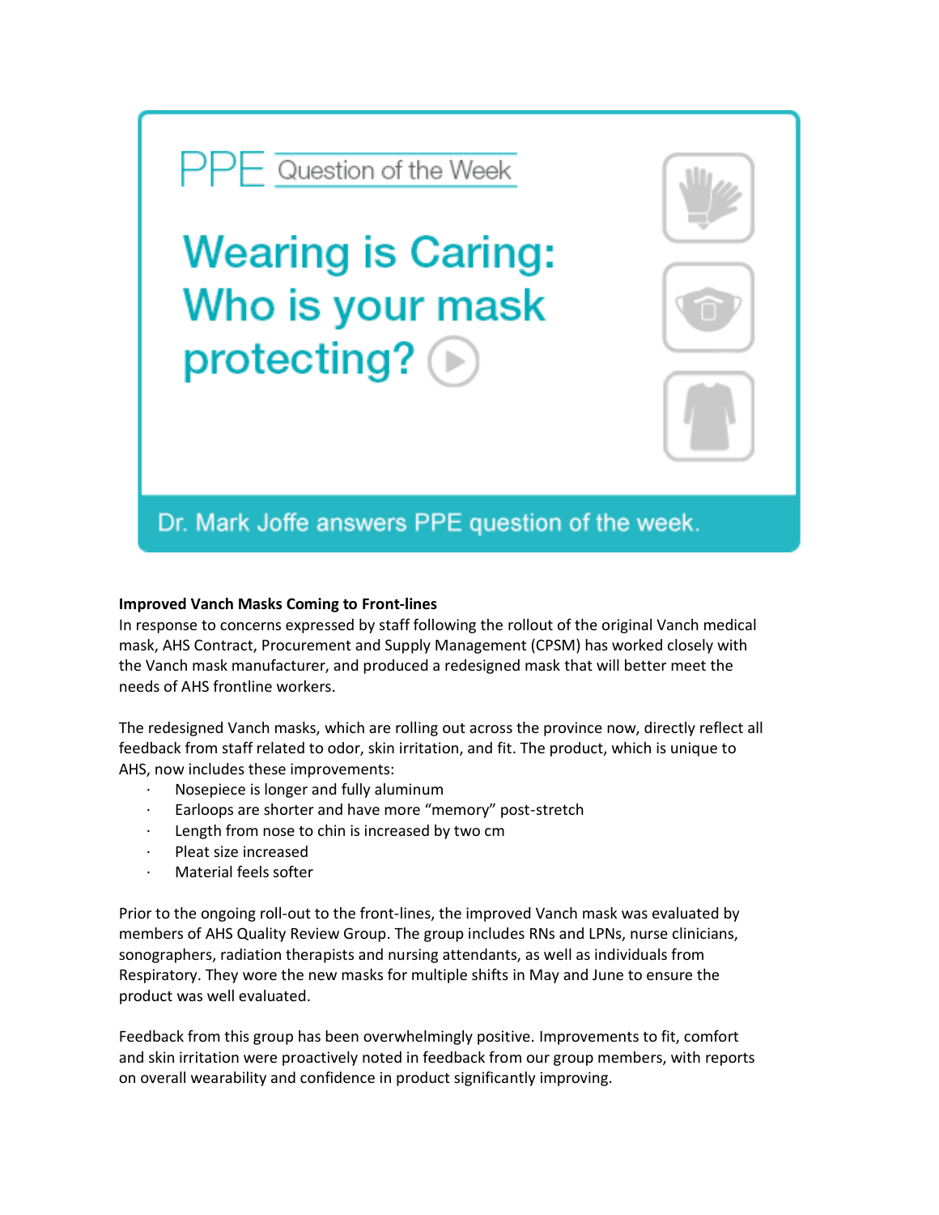PPE Question of the Week

Wearing is Caring: Who is your mask protecting?

Dr. Mark Joffe answers PPE question of the week.

**Improved Vanch Masks Coming to Front-lines**

In response to concerns expressed by staff following the rollout of the original Vanch medical mask, AHS Contract, Procurement and Supply Management (CPSM) has worked closely with the Vanch mask manufacturer, and produced a redesigned mask that will better meet the needs of AHS frontline workers.

The redesigned Vanch masks, which are rolling out across the province now, directly reflect all feedback from staff related to odor, skin irritation, and fit. The product, which is unique to AHS, now includes these improvements:

- Nosepiece is longer and fully aluminum
- Earloops are shorter and have more "memory" post-stretch
- Length from nose to chin is increased by two cm
- Pleat size increased
- Material feels softer

Prior to the ongoing roll-out to the front-lines, the improved Vanch mask was evaluated by members of AHS Quality Review Group. The group includes RNs and LPNs, nurse clinicians, sonographers, radiation therapists and nursing attendants, as well as individuals from Respiratory. They wore the new masks for multiple shifts in May and June to ensure the product was well evaluated.

Feedback from this group has been overwhelmingly positive. Improvements to fit, comfort and skin irritation were proactively noted in feedback from our group members, with reports on overall wearability and confidence in product significantly improving.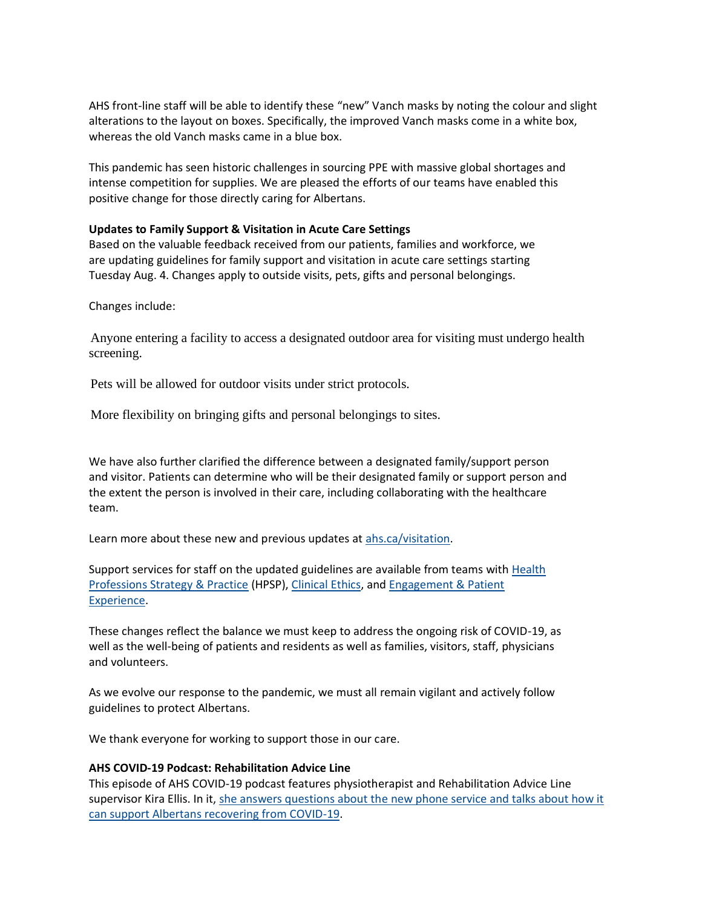AHS front-line staff will be able to identify these "new" Vanch masks by noting the colour and slight alterations to the layout on boxes. Specifically, the improved Vanch masks come in a white box, whereas the old Vanch masks came in a blue box.

This pandemic has seen historic challenges in sourcing PPE with massive global shortages and intense competition for supplies. We are pleased the efforts of our teams have enabled this positive change for those directly caring for Albertans.

**Updates to Family Support & Visitation in Acute Care Settings**
Based on the valuable feedback received from our patients, families and workforce, we are updating guidelines for family support and visitation in acute care settings starting Tuesday Aug. 4. Changes apply to outside visits, pets, gifts and personal belongings.

Changes include:

- Anyone entering a facility to access a designated outdoor area for visiting must undergo health screening.
- Pets will be allowed for outdoor visits under strict protocols.
- More flexibility on bringing gifts and personal belongings to sites.

We have also further clarified the difference between a designated family/support person and visitor. Patients can determine who will be their designated family or support person and the extent the person is involved in their care, including collaborating with the healthcare team.

Learn more about these new and previous updates at [ahs.ca/visitation](ahs.ca/visitation).

Support services for staff on the updated guidelines are available from teams with [Health Professions Strategy & Practice]() (HPSP), [Clinical Ethics](), and [Engagement & Patient Experience]().

These changes reflect the balance we must keep to address the ongoing risk of COVID-19, as well as the well-being of patients and residents as well as families, visitors, staff, physicians and volunteers.

As we evolve our response to the pandemic, we must all remain vigilant and actively follow guidelines to protect Albertans.

We thank everyone for working to support those in our care.

**AHS COVID-19 Podcast: Rehabilitation Advice Line**
This episode of AHS COVID-19 podcast features physiotherapist and Rehabilitation Advice Line supervisor Kira Ellis. In it, [she answers questions about the new phone service and talks about how it can support Albertans recovering from COVID-19]().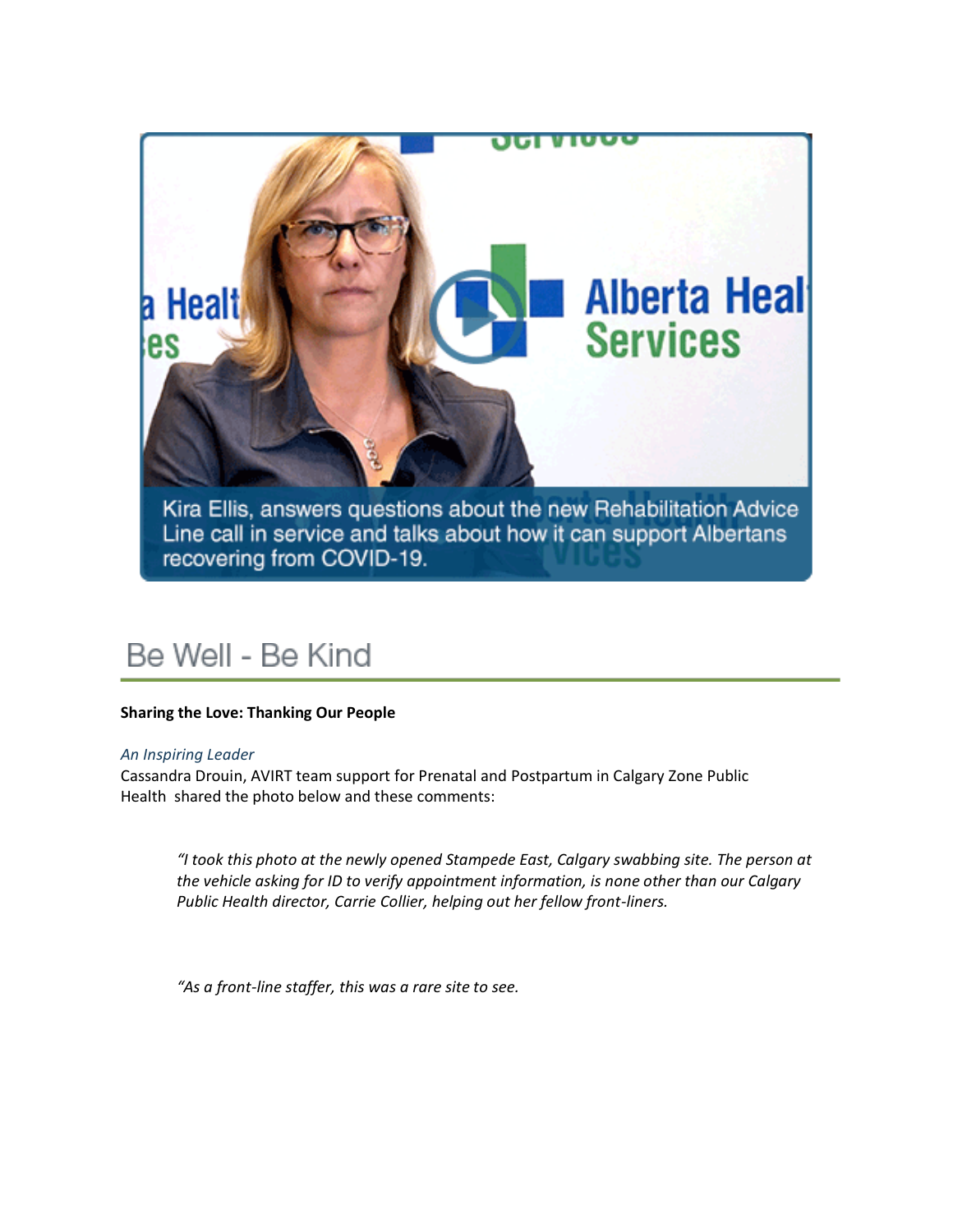Kira Ellis, answers questions about the new Rehabilitation Advice Line call in service and talks about how it can support Albertans recovering from COVID-19.

## Be Well - Be Kind

**Sharing the Love: Thanking Our People**

*An Inspiring Leader*

Cassandra Drouin, AVIRT team support for Prenatal and Postpartum in Calgary Zone Public Health shared the photo below and these comments:

> *"I took this photo at the newly opened Stampede East, Calgary swabbing site. The person at the vehicle asking for ID to verify appointment information, is none other than our Calgary Public Health director, Carrie Collier, helping out her fellow front-liners.*
>
> *"As a front-line staffer, this was a rare site to see.*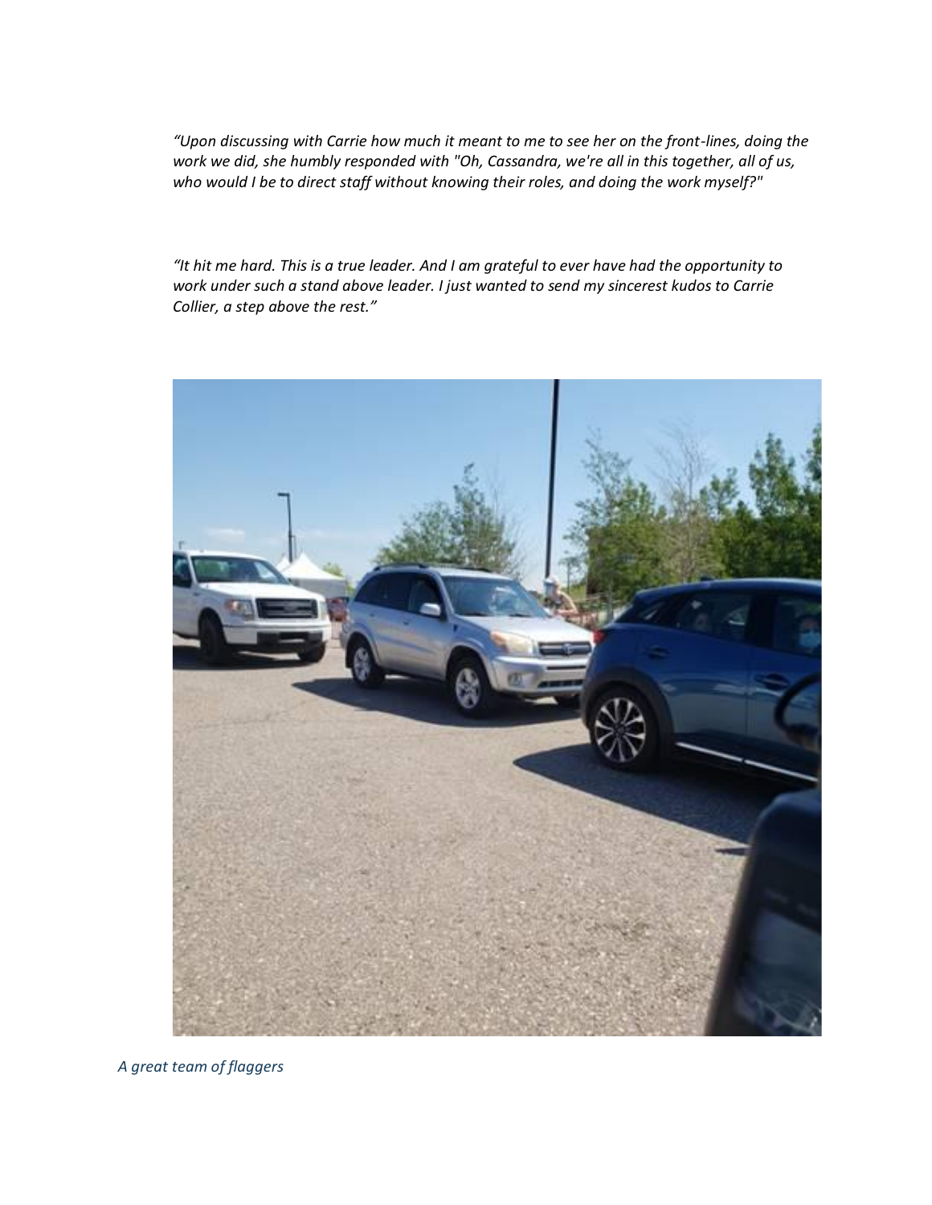*"Upon discussing with Carrie how much it meant to me to see her on the front-lines, doing the work we did, she humbly responded with "Oh, Cassandra, we're all in this together, all of us, who would I be to direct staff without knowing their roles, and doing the work myself?"*

*"It hit me hard. This is a true leader. And I am grateful to ever have had the opportunity to work under such a stand above leader. I just wanted to send my sincerest kudos to Carrie Collier, a step above the rest."*

*A great team of flaggers*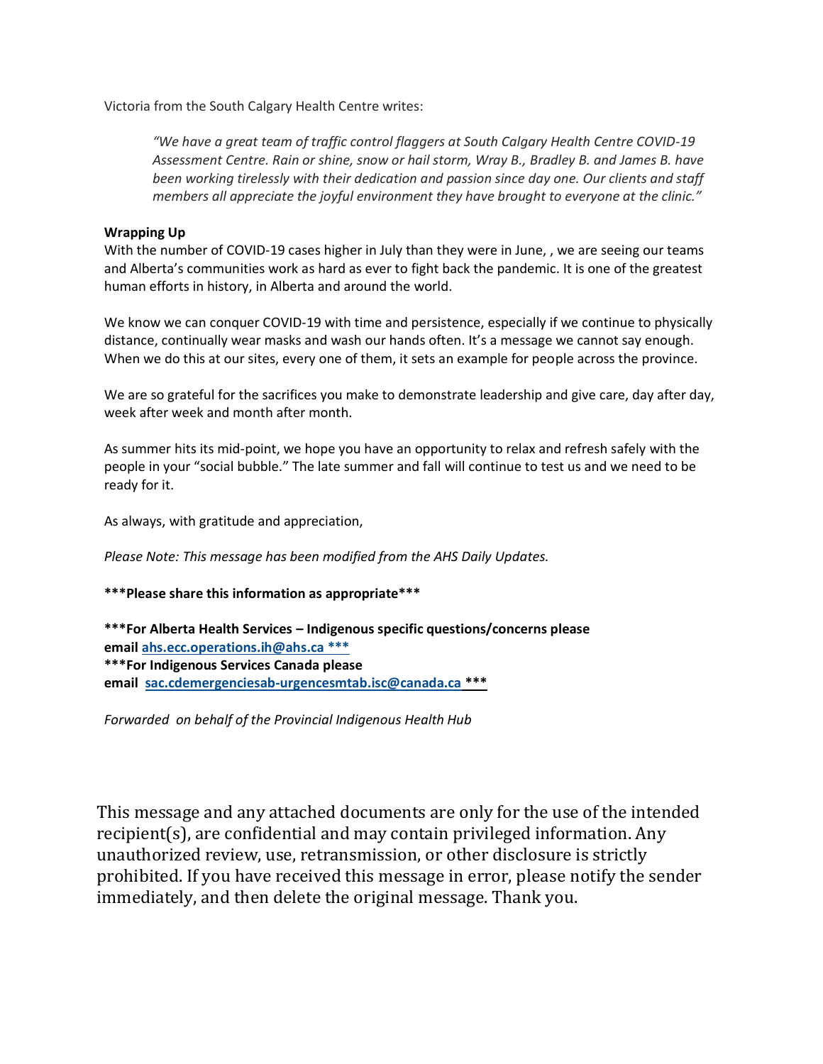Victoria from the South Calgary Health Centre writes:

> *"We have a great team of traffic control flaggers at South Calgary Health Centre COVID-19 Assessment Centre. Rain or shine, snow or hail storm, Wray B., Bradley B. and James B. have been working tirelessly with their dedication and passion since day one. Our clients and staff members all appreciate the joyful environment they have brought to everyone at the clinic."*

**Wrapping Up**

With the number of COVID-19 cases higher in July than they were in June, , we are seeing our teams and Alberta's communities work as hard as ever to fight back the pandemic. It is one of the greatest human efforts in history, in Alberta and around the world.

We know we can conquer COVID-19 with time and persistence, especially if we continue to physically distance, continually wear masks and wash our hands often. It's a message we cannot say enough. When we do this at our sites, every one of them, it sets an example for people across the province.

We are so grateful for the sacrifices you make to demonstrate leadership and give care, day after day, week after week and month after month.

As summer hits its mid-point, we hope you have an opportunity to relax and refresh safely with the people in your "social bubble." The late summer and fall will continue to test us and we need to be ready for it.

As always, with gratitude and appreciation,

*Please Note: This message has been modified from the AHS Daily Updates.*

**\*\*\*Please share this information as appropriate\*\*\***

**\*\*\*For Alberta Health Services – Indigenous specific questions/concerns please email ahs.ecc.operations.ih@ahs.ca \*\*\***
**\*\*\*For Indigenous Services Canada please email sac.cdemergenciesab-urgencesmtab.isc@canada.ca \*\*\***

*Forwarded on behalf of the Provincial Indigenous Health Hub*

This message and any attached documents are only for the use of the intended recipient(s), are confidential and may contain privileged information. Any unauthorized review, use, retransmission, or other disclosure is strictly prohibited. If you have received this message in error, please notify the sender immediately, and then delete the original message. Thank you.